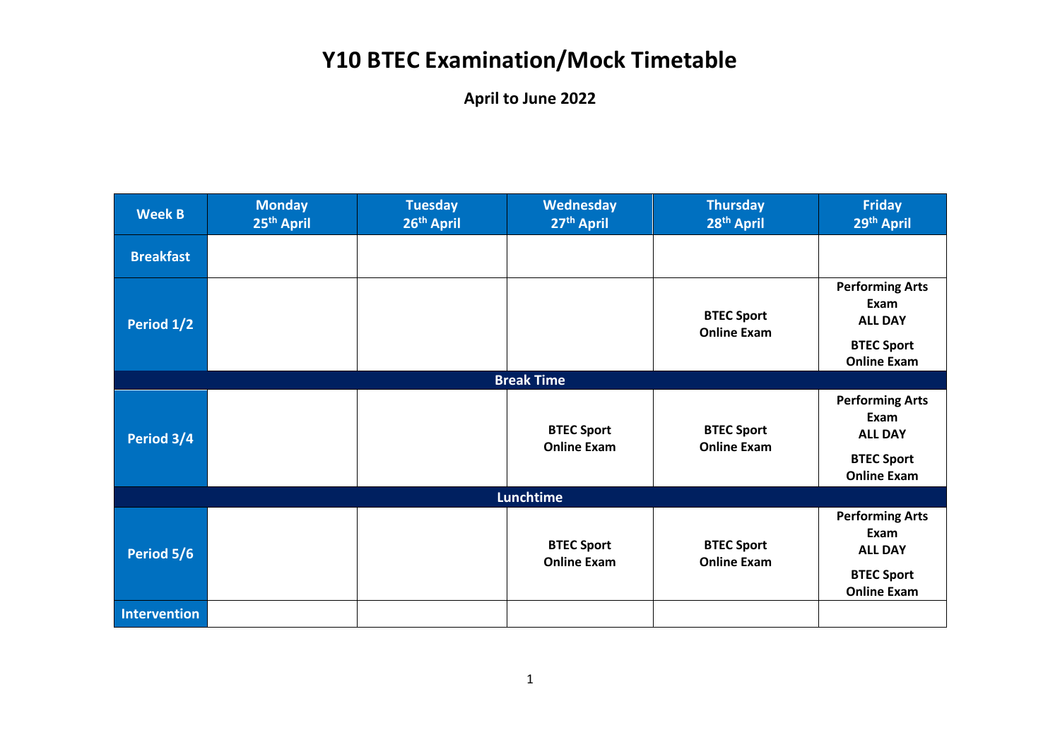# Y10 BTEC Examination/Mock Timetable

**April to June 2022**

| Week B | Monday 25th April | Tuesday 26th April | Wednesday 27th April | Thursday 28th April | Friday 29th April |
|---|---|---|---|---|---|
| **Breakfast** | | | | | |
| **Period 1/2** | | | | **BTEC Sport Online Exam** | **Performing Arts Exam ALL DAY** **BTEC Sport Online Exam** |
| **Break Time** | | | | | |
| **Period 3/4** | | | **BTEC Sport Online Exam** | **BTEC Sport Online Exam** | **Performing Arts Exam ALL DAY** **BTEC Sport Online Exam** |
| **Lunchtime** | | | | | |
| **Period 5/6** | | | **BTEC Sport Online Exam** | **BTEC Sport Online Exam** | **Performing Arts Exam ALL DAY** **BTEC Sport Online Exam** |
| **Intervention** | | | | | |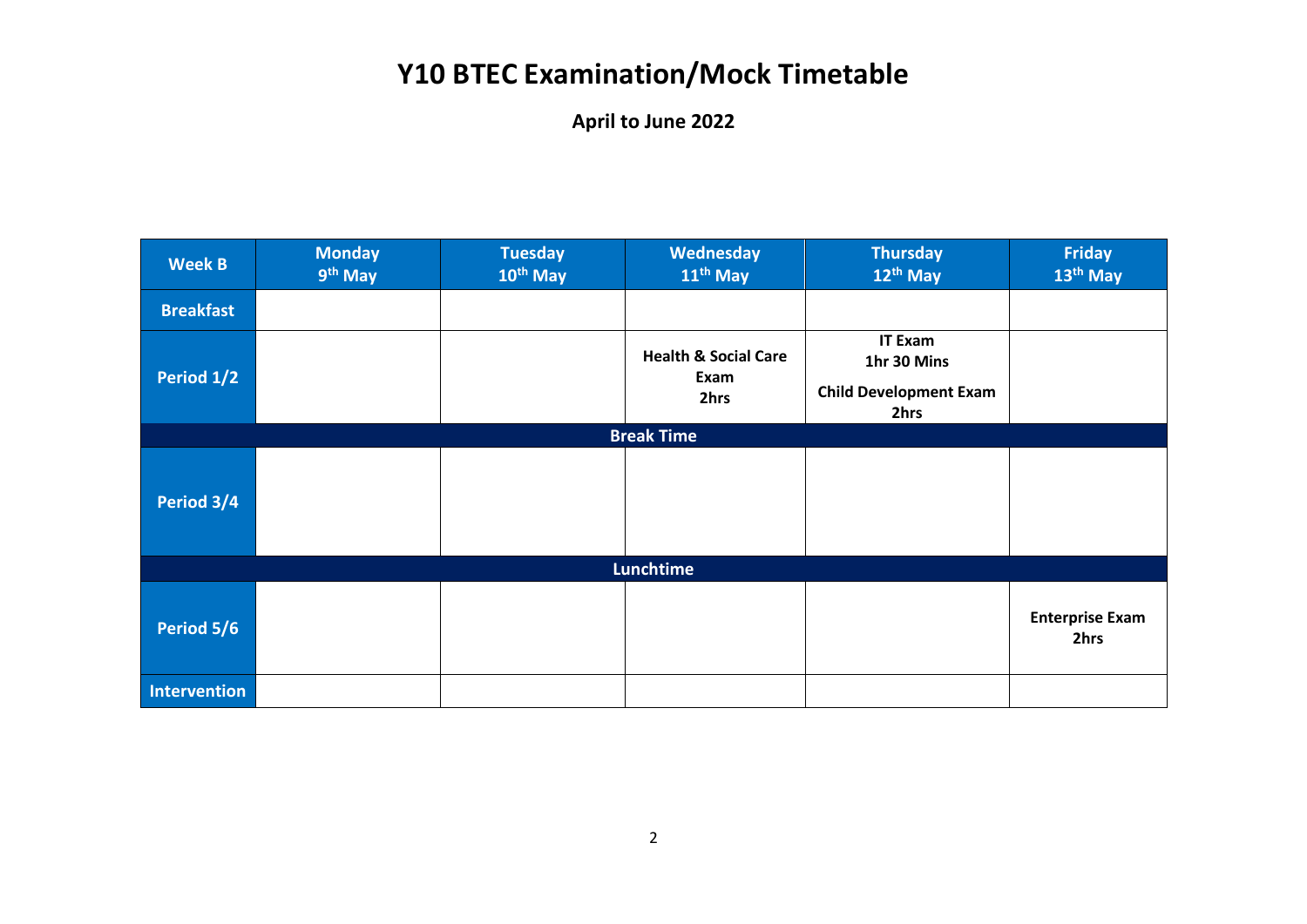# Y10 BTEC Examination/Mock Timetable

**April to June 2022**

| Week B | Monday 9th May | Tuesday 10th May | Wednesday 11th May | Thursday 12th May | Friday 13th May |
|---|---|---|---|---|---|
| **Breakfast** | | | | | |
| **Period 1/2** | | | **Health & Social Care Exam 2hrs** | **IT Exam 1hr 30 Mins**<br>**Child Development Exam 2hrs** | |
| **Break Time** | | | | | |
| **Period 3/4** | | | | | |
| **Lunchtime** | | | | | |
| **Period 5/6** | | | | | **Enterprise Exam 2hrs** |
| **Intervention** | | | | | |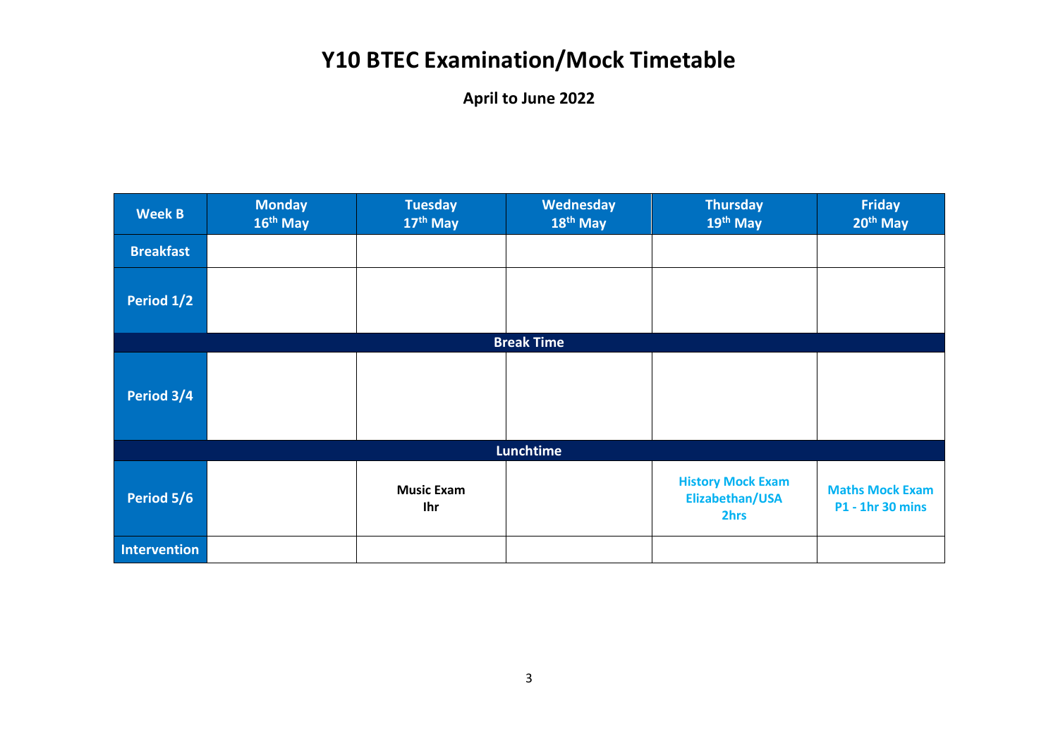# Y10 BTEC Examination/Mock Timetable

**April to June 2022**

| Week B | Monday 16th May | Tuesday 17th May | Wednesday 18th May | Thursday 19th May | Friday 20th May |
|---|---|---|---|---|---|
| **Breakfast** | | | | | |
| **Period 1/2** | | | | | |
| **Break Time** | | | | | |
| **Period 3/4** | | | | | |
| **Lunchtime** | | | | | |
| **Period 5/6** | | **Music Exam Ihr** | | **History Mock Exam Elizabethan/USA 2hrs** | **Maths Mock Exam P1 - 1hr 30 mins** |
| **Intervention** | | | | | |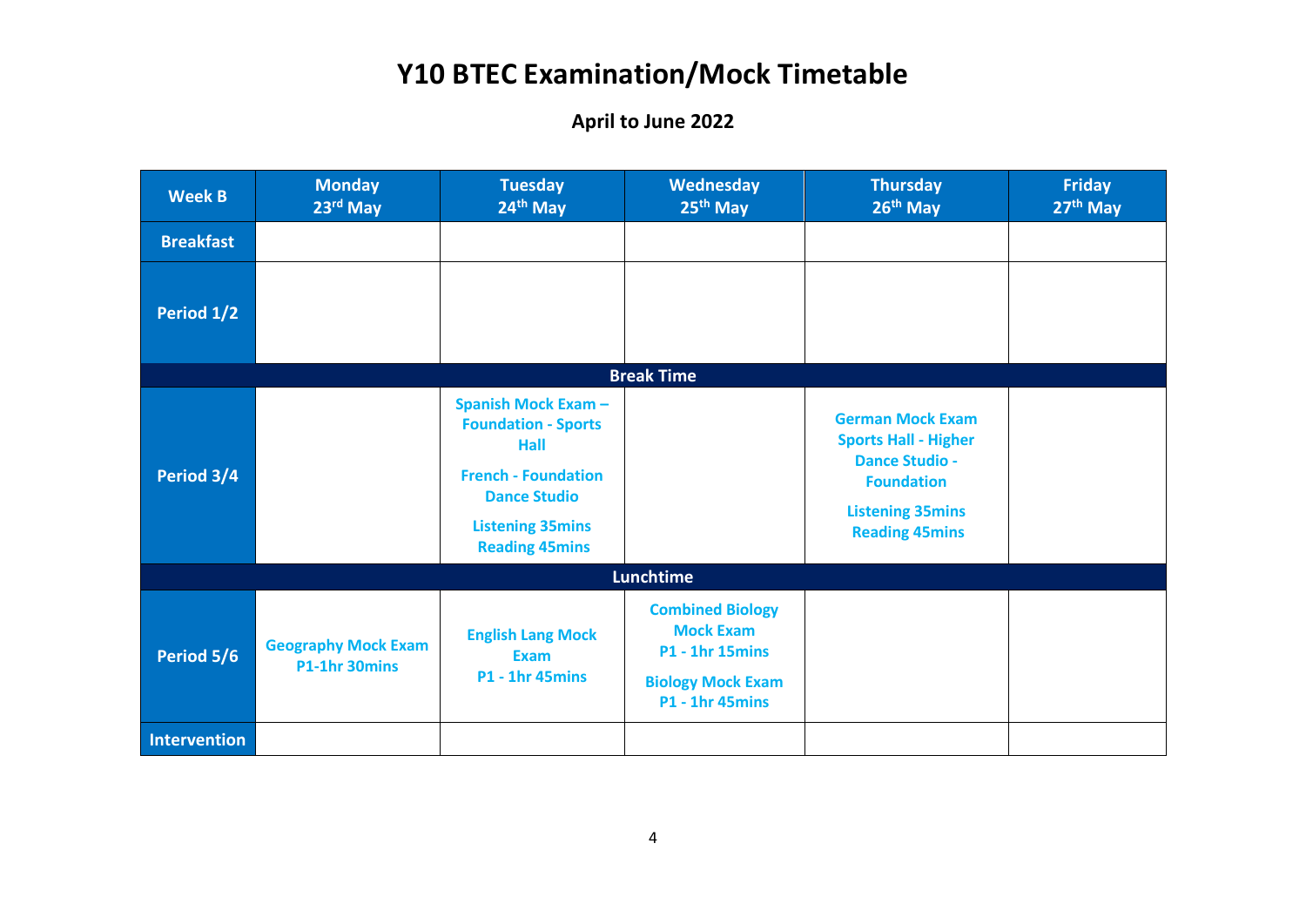# Y10 BTEC Examination/Mock Timetable

## April to June 2022

| Week B | Monday 23rd May | Tuesday 24th May | Wednesday 25th May | Thursday 26th May | Friday 27th May |
|---|---|---|---|---|---|
| Breakfast | | | | | |
| Period 1/2 | | | | | |
| **Break Time** | | | | | |
| Period 3/4 | | Spanish Mock Exam – Foundation - Sports Hall<br>French - Foundation Dance Studio<br>Listening 35mins Reading 45mins | | German Mock Exam Sports Hall - Higher Dance Studio - Foundation<br>Listening 35mins Reading 45mins | |
| **Lunchtime** | | | | | |
| Period 5/6 | Geography Mock Exam P1-1hr 30mins | English Lang Mock Exam P1 - 1hr 45mins | Combined Biology Mock Exam P1 - 1hr 15mins<br>Biology Mock Exam P1 - 1hr 45mins | | |
| Intervention | | | | | |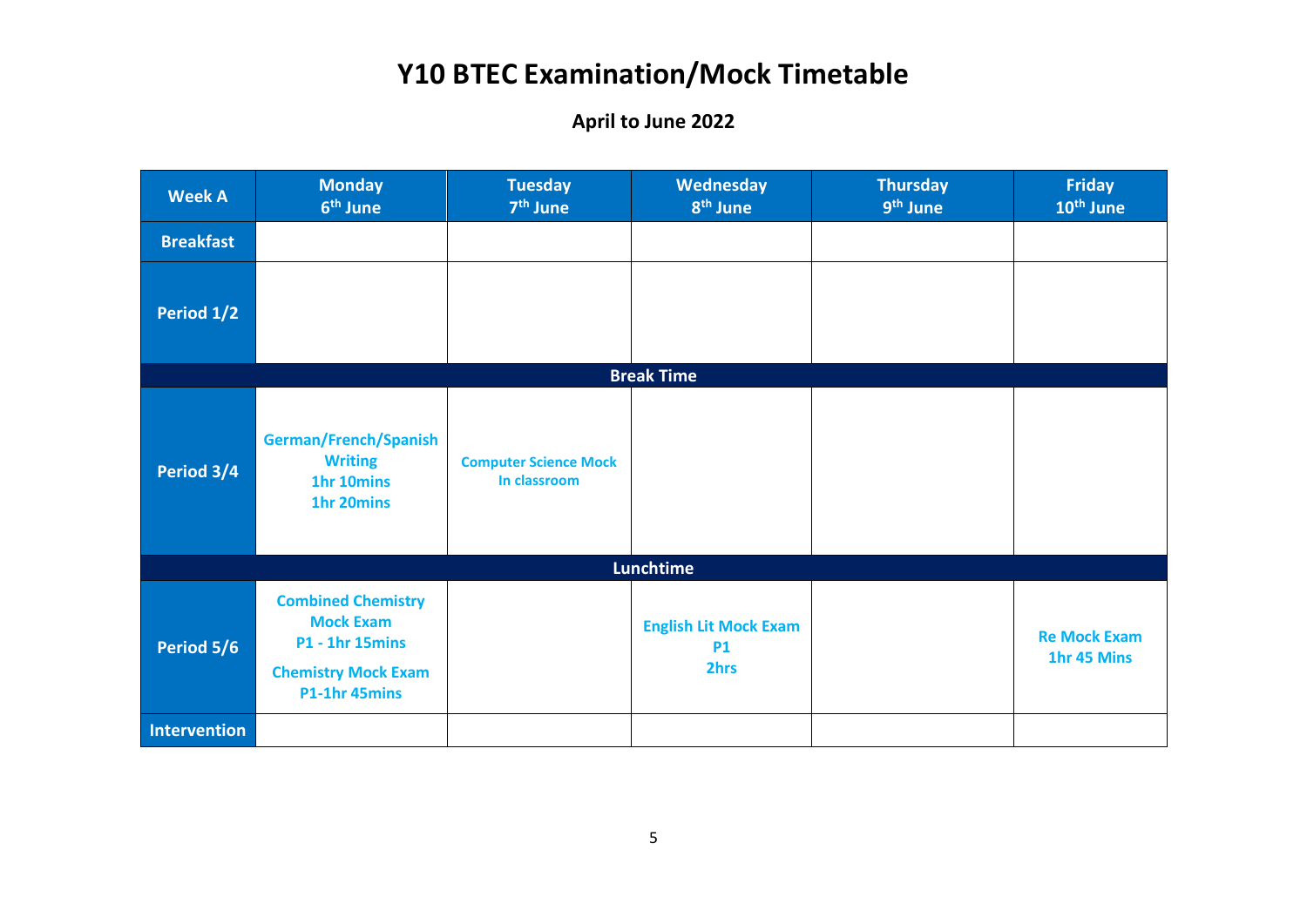# Y10 BTEC Examination/Mock Timetable

## April to June 2022

| Week A | Monday 6th June | Tuesday 7th June | Wednesday 8th June | Thursday 9th June | Friday 10th June |
|---|---|---|---|---|---|
| **Breakfast** | | | | | |
| **Period 1/2** | | | | | |
| **Break Time** | | | | | |
| **Period 3/4** | **German/French/Spanish Writing 1hr 10mins 1hr 20mins** | **Computer Science Mock In classroom** | | | |
| **Lunchtime** | | | | | |
| **Period 5/6** | **Combined Chemistry Mock Exam P1 - 1hr 15mins** **Chemistry Mock Exam P1-1hr 45mins** | | **English Lit Mock Exam P1 2hrs** | | **Re Mock Exam 1hr 45 Mins** |
| **Intervention** | | | | | |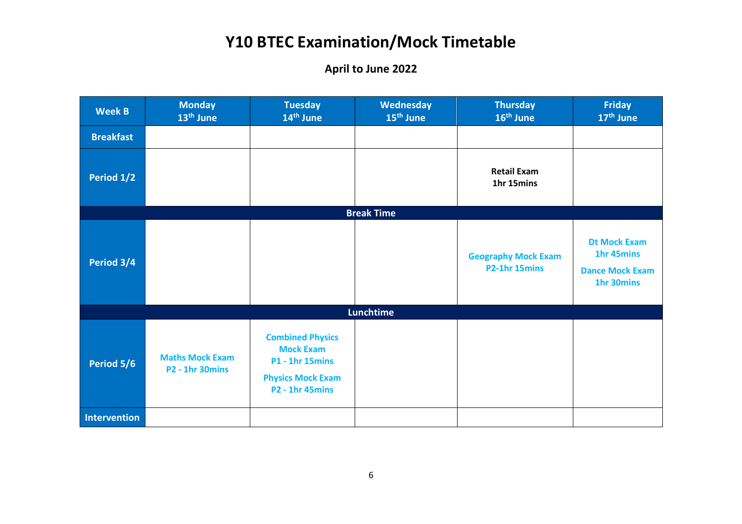# Y10 BTEC Examination/Mock Timetable

**April to June 2022**

| Week B | Monday 13th June | Tuesday 14th June | Wednesday 15th June | Thursday 16th June | Friday 17th June |
|---|---|---|---|---|---|
| **Breakfast** | | | | | |
| **Period 1/2** | | | | **Retail Exam 1hr 15mins** | |
| **Break Time** | | | | | |
| **Period 3/4** | | | | **Geography Mock Exam P2-1hr 15mins** | **Dt Mock Exam 1hr 45mins**<br>**Dance Mock Exam 1hr 30mins** |
| **Lunchtime** | | | | | |
| **Period 5/6** | **Maths Mock Exam P2 - 1hr 30mins** | **Combined Physics Mock Exam P1 - 1hr 15mins**<br>**Physics Mock Exam P2 - 1hr 45mins** | | | |
| **Intervention** | | | | | |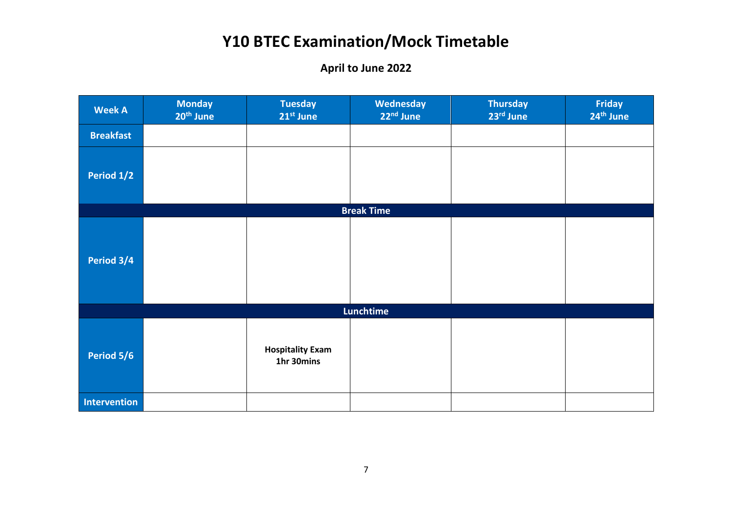# Y10 BTEC Examination/Mock Timetable

**April to June 2022**

| Week A | Monday 20th June | Tuesday 21st June | Wednesday 22nd June | Thursday 23rd June | Friday 24th June |
|---|---|---|---|---|---|
| **Breakfast** | | | | | |
| **Period 1/2** | | | | | |
| **Break Time** | | | | | |
| **Period 3/4** | | | | | |
| **Lunchtime** | | | | | |
| **Period 5/6** | | **Hospitality Exam 1hr 30mins** | | | |
| **Intervention** | | | | | |